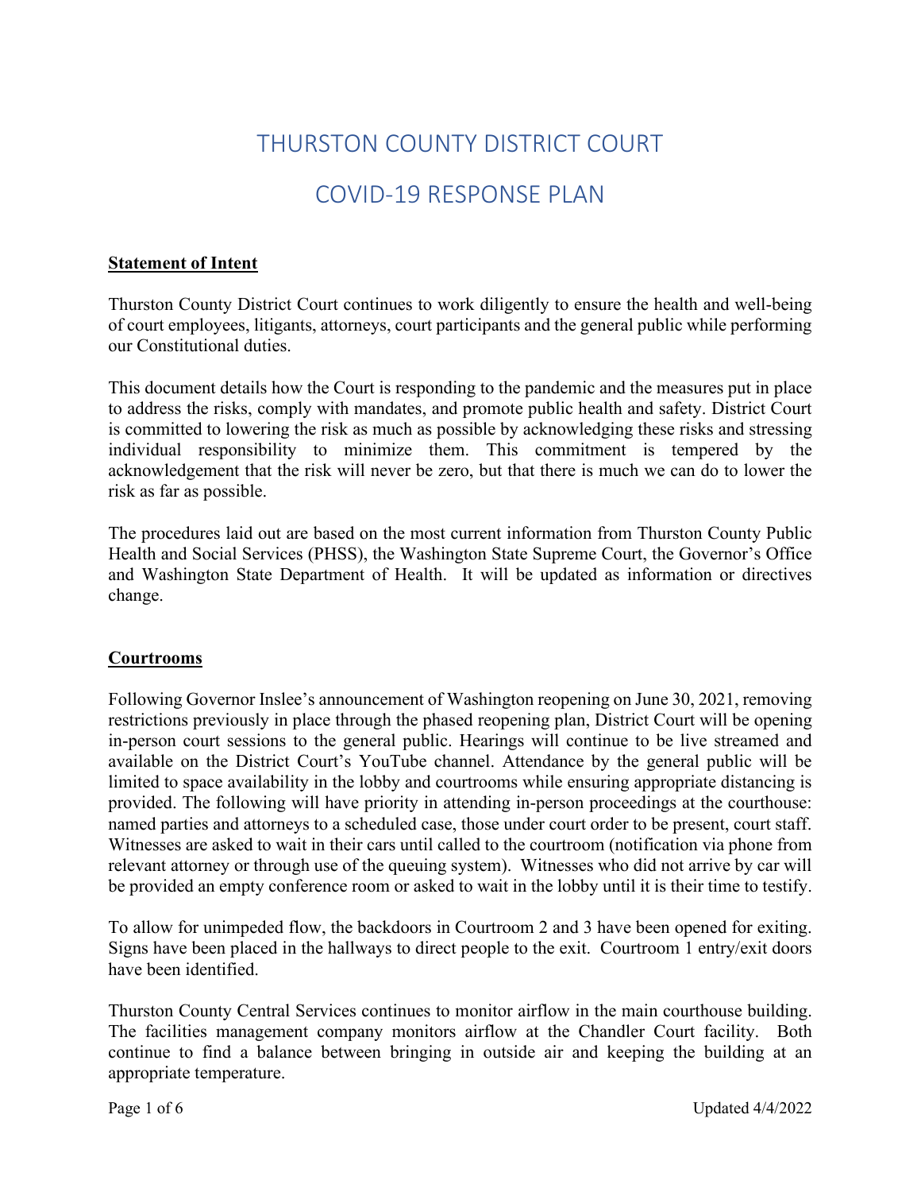# THURSTON COUNTY DISTRICT COURT

# COVID-19 RESPONSE PLAN

**Statement of Intent**

Thurston County District Court continues to work diligently to ensure the health and well-being of court employees, litigants, attorneys, court participants and the general public while performing our Constitutional duties.

This document details how the Court is responding to the pandemic and the measures put in place to address the risks, comply with mandates, and promote public health and safety. District Court is committed to lowering the risk as much as possible by acknowledging these risks and stressing individual responsibility to minimize them. This commitment is tempered by the acknowledgement that the risk will never be zero, but that there is much we can do to lower the risk as far as possible.

The procedures laid out are based on the most current information from Thurston County Public Health and Social Services (PHSS), the Washington State Supreme Court, the Governor's Office and Washington State Department of Health. It will be updated as information or directives change.

**Courtrooms**

Following Governor Inslee's announcement of Washington reopening on June 30, 2021, removing restrictions previously in place through the phased reopening plan, District Court will be opening in-person court sessions to the general public. Hearings will continue to be live streamed and available on the District Court's YouTube channel. Attendance by the general public will be limited to space availability in the lobby and courtrooms while ensuring appropriate distancing is provided. The following will have priority in attending in-person proceedings at the courthouse: named parties and attorneys to a scheduled case, those under court order to be present, court staff. Witnesses are asked to wait in their cars until called to the courtroom (notification via phone from relevant attorney or through use of the queuing system). Witnesses who did not arrive by car will be provided an empty conference room or asked to wait in the lobby until it is their time to testify.

To allow for unimpeded flow, the backdoors in Courtroom 2 and 3 have been opened for exiting. Signs have been placed in the hallways to direct people to the exit. Courtroom 1 entry/exit doors have been identified.

Thurston County Central Services continues to monitor airflow in the main courthouse building. The facilities management company monitors airflow at the Chandler Court facility. Both continue to find a balance between bringing in outside air and keeping the building at an appropriate temperature.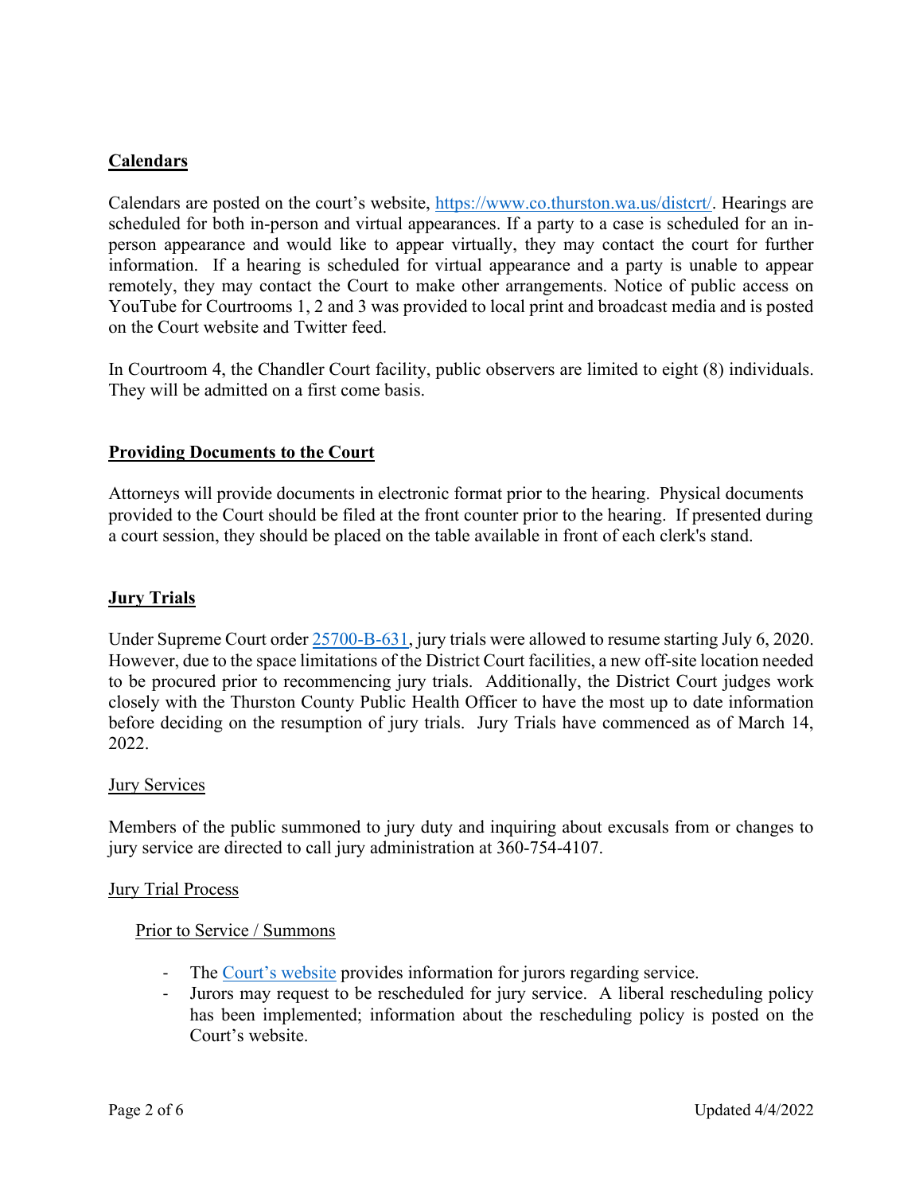## Calendars

Calendars are posted on the court's website, https://www.co.thurston.wa.us/distcrt/. Hearings are scheduled for both in-person and virtual appearances. If a party to a case is scheduled for an in-person appearance and would like to appear virtually, they may contact the court for further information. If a hearing is scheduled for virtual appearance and a party is unable to appear remotely, they may contact the Court to make other arrangements. Notice of public access on YouTube for Courtrooms 1, 2 and 3 was provided to local print and broadcast media and is posted on the Court website and Twitter feed.

In Courtroom 4, the Chandler Court facility, public observers are limited to eight (8) individuals. They will be admitted on a first come basis.

## Providing Documents to the Court

Attorneys will provide documents in electronic format prior to the hearing. Physical documents provided to the Court should be filed at the front counter prior to the hearing. If presented during a court session, they should be placed on the table available in front of each clerk's stand.

## Jury Trials

Under Supreme Court order 25700-B-631, jury trials were allowed to resume starting July 6, 2020. However, due to the space limitations of the District Court facilities, a new off-site location needed to be procured prior to recommencing jury trials. Additionally, the District Court judges work closely with the Thurston County Public Health Officer to have the most up to date information before deciding on the resumption of jury trials. Jury Trials have commenced as of March 14, 2022.

### Jury Services

Members of the public summoned to jury duty and inquiring about excusals from or changes to jury service are directed to call jury administration at 360-754-4107.

### Jury Trial Process

#### Prior to Service / Summons

- The Court's website provides information for jurors regarding service.
- Jurors may request to be rescheduled for jury service. A liberal rescheduling policy has been implemented; information about the rescheduling policy is posted on the Court's website.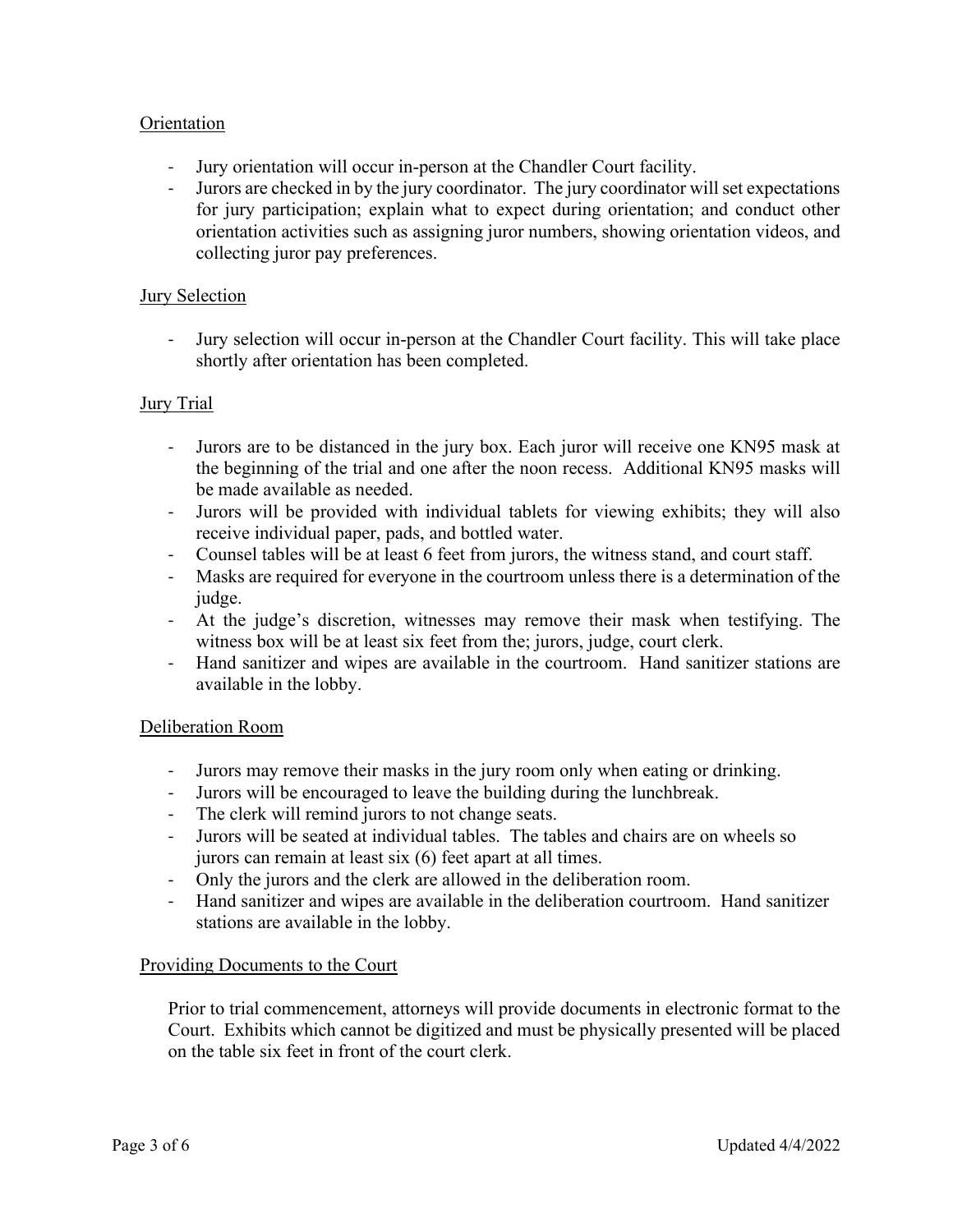## Orientation

- Jury orientation will occur in-person at the Chandler Court facility.
- Jurors are checked in by the jury coordinator. The jury coordinator will set expectations for jury participation; explain what to expect during orientation; and conduct other orientation activities such as assigning juror numbers, showing orientation videos, and collecting juror pay preferences.

## Jury Selection

- Jury selection will occur in-person at the Chandler Court facility. This will take place shortly after orientation has been completed.

## Jury Trial

- Jurors are to be distanced in the jury box. Each juror will receive one KN95 mask at the beginning of the trial and one after the noon recess. Additional KN95 masks will be made available as needed.
- Jurors will be provided with individual tablets for viewing exhibits; they will also receive individual paper, pads, and bottled water.
- Counsel tables will be at least 6 feet from jurors, the witness stand, and court staff.
- Masks are required for everyone in the courtroom unless there is a determination of the judge.
- At the judge's discretion, witnesses may remove their mask when testifying. The witness box will be at least six feet from the; jurors, judge, court clerk.
- Hand sanitizer and wipes are available in the courtroom. Hand sanitizer stations are available in the lobby.

## Deliberation Room

- Jurors may remove their masks in the jury room only when eating or drinking.
- Jurors will be encouraged to leave the building during the lunchbreak.
- The clerk will remind jurors to not change seats.
- Jurors will be seated at individual tables. The tables and chairs are on wheels so jurors can remain at least six (6) feet apart at all times.
- Only the jurors and the clerk are allowed in the deliberation room.
- Hand sanitizer and wipes are available in the deliberation courtroom. Hand sanitizer stations are available in the lobby.

## Providing Documents to the Court

Prior to trial commencement, attorneys will provide documents in electronic format to the Court. Exhibits which cannot be digitized and must be physically presented will be placed on the table six feet in front of the court clerk.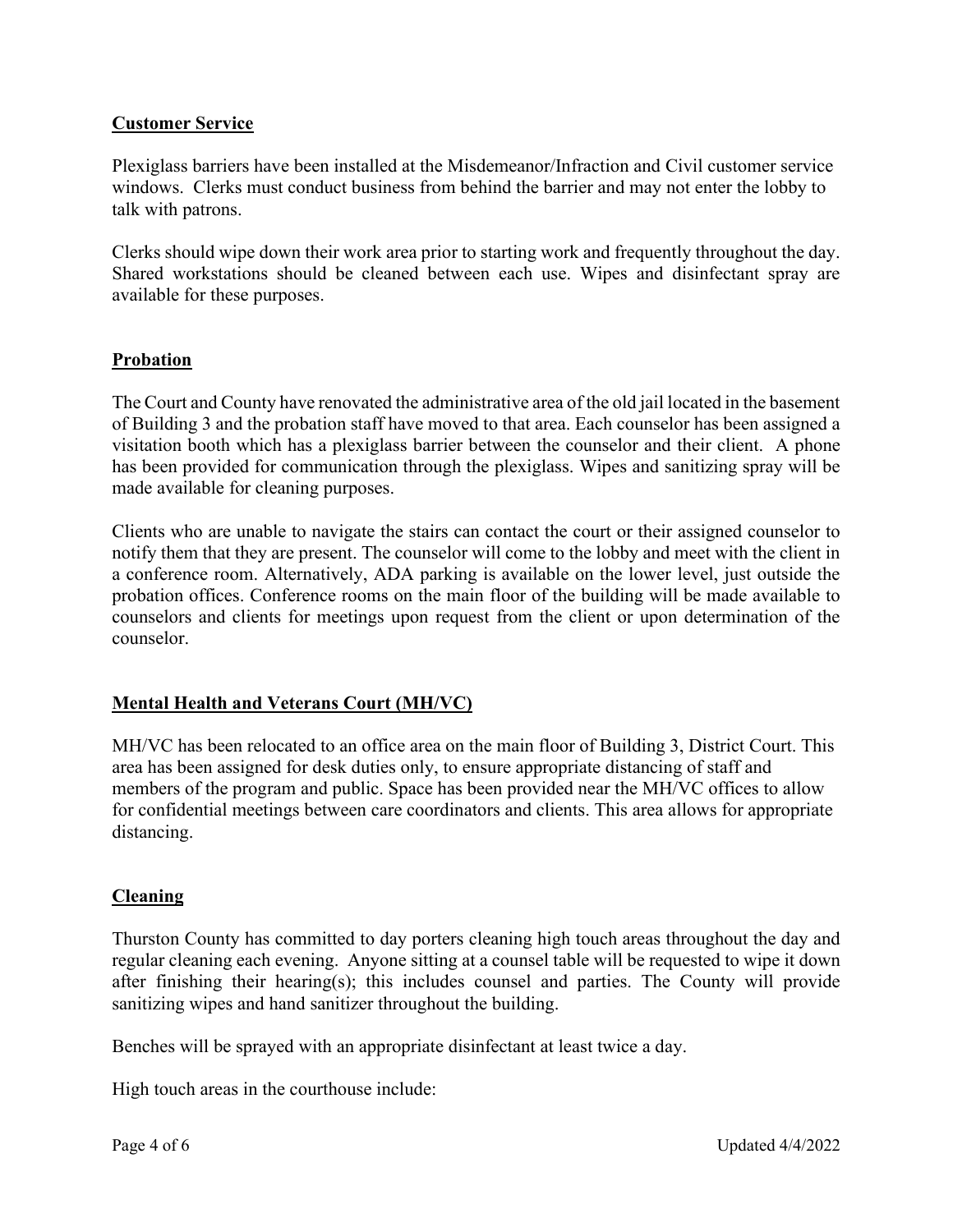## Customer Service

Plexiglass barriers have been installed at the Misdemeanor/Infraction and Civil customer service windows. Clerks must conduct business from behind the barrier and may not enter the lobby to talk with patrons.

Clerks should wipe down their work area prior to starting work and frequently throughout the day. Shared workstations should be cleaned between each use. Wipes and disinfectant spray are available for these purposes.

## Probation

The Court and County have renovated the administrative area of the old jail located in the basement of Building 3 and the probation staff have moved to that area. Each counselor has been assigned a visitation booth which has a plexiglass barrier between the counselor and their client. A phone has been provided for communication through the plexiglass. Wipes and sanitizing spray will be made available for cleaning purposes.

Clients who are unable to navigate the stairs can contact the court or their assigned counselor to notify them that they are present. The counselor will come to the lobby and meet with the client in a conference room. Alternatively, ADA parking is available on the lower level, just outside the probation offices. Conference rooms on the main floor of the building will be made available to counselors and clients for meetings upon request from the client or upon determination of the counselor.

## Mental Health and Veterans Court (MH/VC)

MH/VC has been relocated to an office area on the main floor of Building 3, District Court. This area has been assigned for desk duties only, to ensure appropriate distancing of staff and members of the program and public. Space has been provided near the MH/VC offices to allow for confidential meetings between care coordinators and clients. This area allows for appropriate distancing.

## Cleaning

Thurston County has committed to day porters cleaning high touch areas throughout the day and regular cleaning each evening. Anyone sitting at a counsel table will be requested to wipe it down after finishing their hearing(s); this includes counsel and parties. The County will provide sanitizing wipes and hand sanitizer throughout the building.

Benches will be sprayed with an appropriate disinfectant at least twice a day.

High touch areas in the courthouse include: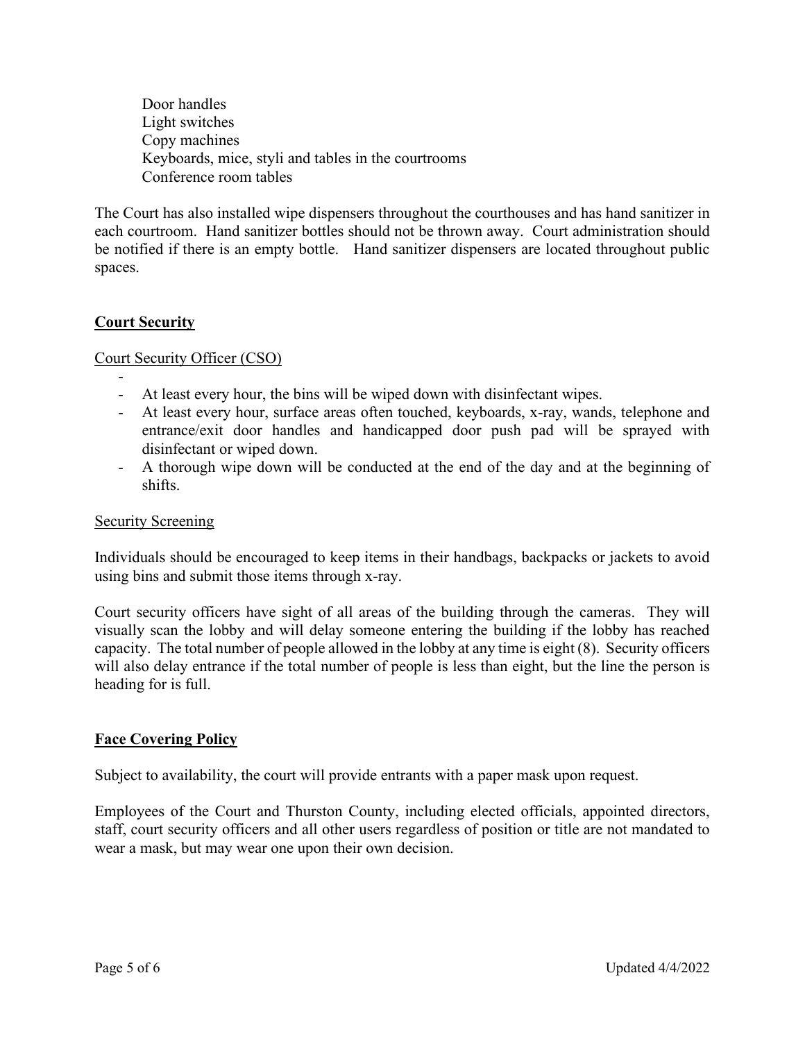- Door handles
- Light switches
- Copy machines
- Keyboards, mice, styli and tables in the courtrooms
- Conference room tables

The Court has also installed wipe dispensers throughout the courthouses and has hand sanitizer in each courtroom. Hand sanitizer bottles should not be thrown away. Court administration should be notified if there is an empty bottle. Hand sanitizer dispensers are located throughout public spaces.

## **Court Security**

Court Security Officer (CSO)

- 
- At least every hour, the bins will be wiped down with disinfectant wipes.
- At least every hour, surface areas often touched, keyboards, x-ray, wands, telephone and entrance/exit door handles and handicapped door push pad will be sprayed with disinfectant or wiped down.
- A thorough wipe down will be conducted at the end of the day and at the beginning of shifts.

Security Screening

Individuals should be encouraged to keep items in their handbags, backpacks or jackets to avoid using bins and submit those items through x-ray.

Court security officers have sight of all areas of the building through the cameras. They will visually scan the lobby and will delay someone entering the building if the lobby has reached capacity. The total number of people allowed in the lobby at any time is eight (8). Security officers will also delay entrance if the total number of people is less than eight, but the line the person is heading for is full.

## **Face Covering Policy**

Subject to availability, the court will provide entrants with a paper mask upon request.

Employees of the Court and Thurston County, including elected officials, appointed directors, staff, court security officers and all other users regardless of position or title are not mandated to wear a mask, but may wear one upon their own decision.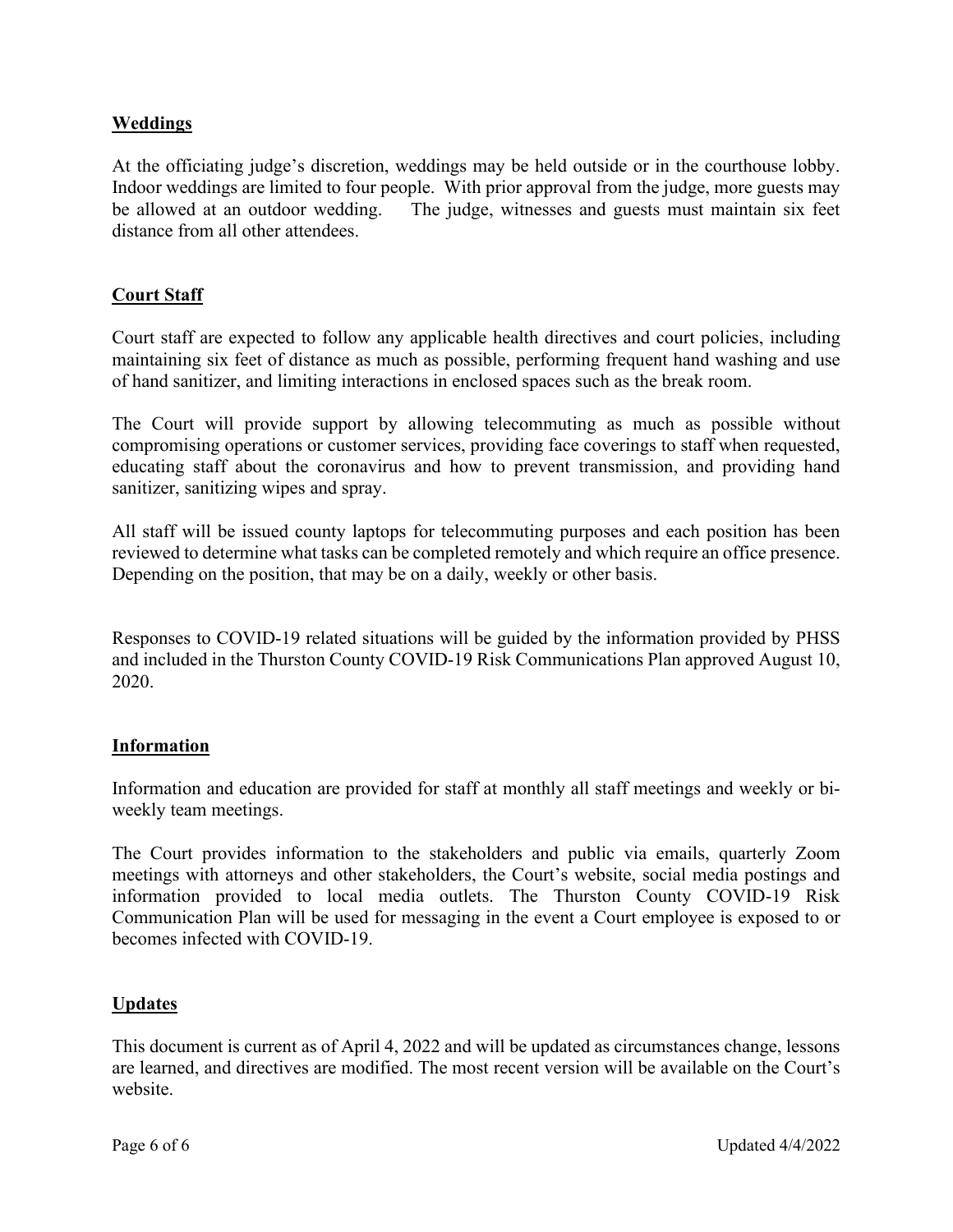## Weddings

At the officiating judge's discretion, weddings may be held outside or in the courthouse lobby. Indoor weddings are limited to four people. With prior approval from the judge, more guests may be allowed at an outdoor wedding. The judge, witnesses and guests must maintain six feet distance from all other attendees.

## Court Staff

Court staff are expected to follow any applicable health directives and court policies, including maintaining six feet of distance as much as possible, performing frequent hand washing and use of hand sanitizer, and limiting interactions in enclosed spaces such as the break room.

The Court will provide support by allowing telecommuting as much as possible without compromising operations or customer services, providing face coverings to staff when requested, educating staff about the coronavirus and how to prevent transmission, and providing hand sanitizer, sanitizing wipes and spray.

All staff will be issued county laptops for telecommuting purposes and each position has been reviewed to determine what tasks can be completed remotely and which require an office presence. Depending on the position, that may be on a daily, weekly or other basis.

Responses to COVID-19 related situations will be guided by the information provided by PHSS and included in the Thurston County COVID-19 Risk Communications Plan approved August 10, 2020.

## Information

Information and education are provided for staff at monthly all staff meetings and weekly or bi-weekly team meetings.

The Court provides information to the stakeholders and public via emails, quarterly Zoom meetings with attorneys and other stakeholders, the Court's website, social media postings and information provided to local media outlets. The Thurston County COVID-19 Risk Communication Plan will be used for messaging in the event a Court employee is exposed to or becomes infected with COVID-19.

## Updates

This document is current as of April 4, 2022 and will be updated as circumstances change, lessons are learned, and directives are modified. The most recent version will be available on the Court's website.